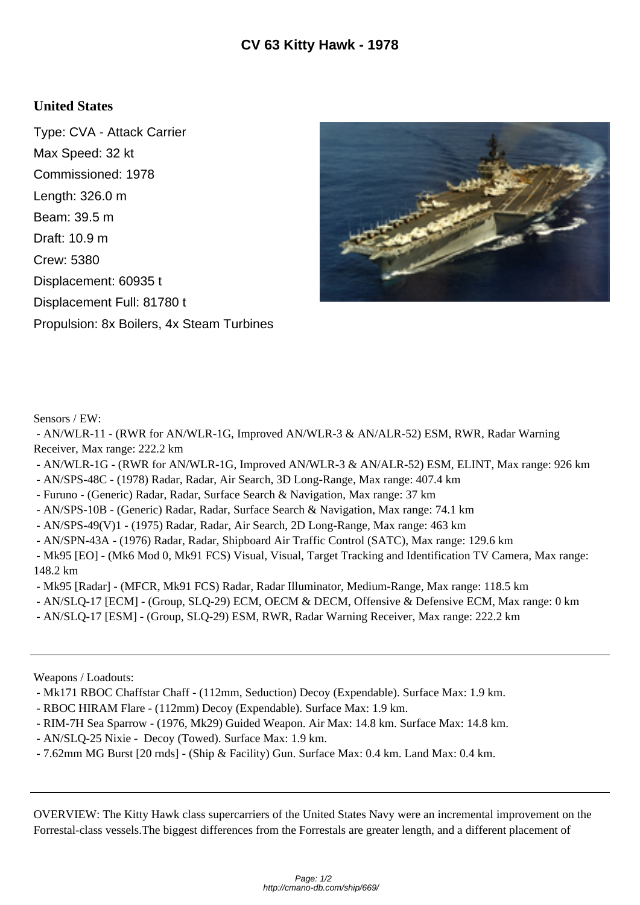# CV 63 Kitty Hawk - 1978

## United States

Type: CVA - Attack Carrier
Max Speed: 32 kt
Commissioned: 1978
Length: 326.0 m
Beam: 39.5 m
Draft: 10.9 m
Crew: 5380
Displacement: 60935 t
Displacement Full: 81780 t
Propulsion: 8x Boilers, 4x Steam Turbines

Sensors / EW:

- AN/WLR-11 - (RWR for AN/WLR-1G, Improved AN/WLR-3 & AN/ALR-52) ESM, RWR, Radar Warning Receiver, Max range: 222.2 km
- AN/WLR-1G - (RWR for AN/WLR-1G, Improved AN/WLR-3 & AN/ALR-52) ESM, ELINT, Max range: 926 km
- AN/SPS-48C - (1978) Radar, Radar, Air Search, 3D Long-Range, Max range: 407.4 km
- Furuno - (Generic) Radar, Radar, Surface Search & Navigation, Max range: 37 km
- AN/SPS-10B - (Generic) Radar, Radar, Surface Search & Navigation, Max range: 74.1 km
- AN/SPS-49(V)1 - (1975) Radar, Radar, Air Search, 2D Long-Range, Max range: 463 km
- AN/SPN-43A - (1976) Radar, Radar, Shipboard Air Traffic Control (SATC), Max range: 129.6 km
- Mk95 [EO] - (Mk6 Mod 0, Mk91 FCS) Visual, Visual, Target Tracking and Identification TV Camera, Max range: 148.2 km
- Mk95 [Radar] - (MFCR, Mk91 FCS) Radar, Radar Illuminator, Medium-Range, Max range: 118.5 km
- AN/SLQ-17 [ECM] - (Group, SLQ-29) ECM, OECM & DECM, Offensive & Defensive ECM, Max range: 0 km
- AN/SLQ-17 [ESM] - (Group, SLQ-29) ESM, RWR, Radar Warning Receiver, Max range: 222.2 km

---

Weapons / Loadouts:

- Mk171 RBOC Chaffstar Chaff - (112mm, Seduction) Decoy (Expendable). Surface Max: 1.9 km.
- RBOC HIRAM Flare - (112mm) Decoy (Expendable). Surface Max: 1.9 km.
- RIM-7H Sea Sparrow - (1976, Mk29) Guided Weapon. Air Max: 14.8 km. Surface Max: 14.8 km.
- AN/SLQ-25 Nixie - Decoy (Towed). Surface Max: 1.9 km.
- 7.62mm MG Burst [20 rnds] - (Ship & Facility) Gun. Surface Max: 0.4 km. Land Max: 0.4 km.

---

OVERVIEW: The Kitty Hawk class supercarriers of the United States Navy were an incremental improvement on the Forrestal-class vessels.The biggest differences from the Forrestals are greater length, and a different placement of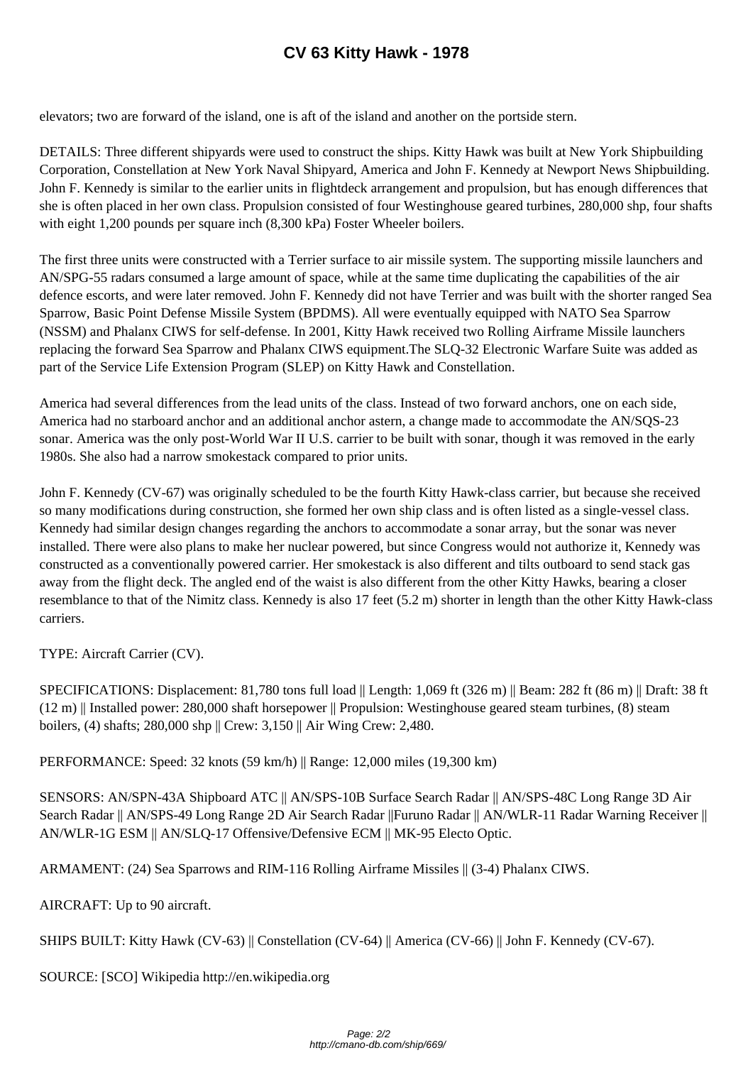elevators; two are forward of the island, one is aft of the island and another on the portside stern.

DETAILS: Three different shipyards were used to construct the ships. Kitty Hawk was built at New York Shipbuilding Corporation, Constellation at New York Naval Shipyard, America and John F. Kennedy at Newport News Shipbuilding. John F. Kennedy is similar to the earlier units in flightdeck arrangement and propulsion, but has enough differences that she is often placed in her own class. Propulsion consisted of four Westinghouse geared turbines, 280,000 shp, four shafts with eight 1,200 pounds per square inch (8,300 kPa) Foster Wheeler boilers.

The first three units were constructed with a Terrier surface to air missile system. The supporting missile launchers and AN/SPG-55 radars consumed a large amount of space, while at the same time duplicating the capabilities of the air defence escorts, and were later removed. John F. Kennedy did not have Terrier and was built with the shorter ranged Sea Sparrow, Basic Point Defense Missile System (BPDMS). All were eventually equipped with NATO Sea Sparrow (NSSM) and Phalanx CIWS for self-defense. In 2001, Kitty Hawk received two Rolling Airframe Missile launchers replacing the forward Sea Sparrow and Phalanx CIWS equipment.The SLQ-32 Electronic Warfare Suite was added as part of the Service Life Extension Program (SLEP) on Kitty Hawk and Constellation.

America had several differences from the lead units of the class. Instead of two forward anchors, one on each side, America had no starboard anchor and an additional anchor astern, a change made to accommodate the AN/SQS-23 sonar. America was the only post-World War II U.S. carrier to be built with sonar, though it was removed in the early 1980s. She also had a narrow smokestack compared to prior units.

John F. Kennedy (CV-67) was originally scheduled to be the fourth Kitty Hawk-class carrier, but because she received so many modifications during construction, she formed her own ship class and is often listed as a single-vessel class. Kennedy had similar design changes regarding the anchors to accommodate a sonar array, but the sonar was never installed. There were also plans to make her nuclear powered, but since Congress would not authorize it, Kennedy was constructed as a conventionally powered carrier. Her smokestack is also different and tilts outboard to send stack gas away from the flight deck. The angled end of the waist is also different from the other Kitty Hawks, bearing a closer resemblance to that of the Nimitz class. Kennedy is also 17 feet (5.2 m) shorter in length than the other Kitty Hawk-class carriers.

TYPE: Aircraft Carrier (CV).

SPECIFICATIONS: Displacement: 81,780 tons full load || Length: 1,069 ft (326 m) || Beam: 282 ft (86 m) || Draft: 38 ft (12 m) || Installed power: 280,000 shaft horsepower || Propulsion: Westinghouse geared steam turbines, (8) steam boilers, (4) shafts; 280,000 shp || Crew: 3,150 || Air Wing Crew: 2,480.

PERFORMANCE: Speed: 32 knots (59 km/h) || Range: 12,000 miles (19,300 km)

SENSORS: AN/SPN-43A Shipboard ATC || AN/SPS-10B Surface Search Radar || AN/SPS-48C Long Range 3D Air Search Radar || AN/SPS-49 Long Range 2D Air Search Radar ||Furuno Radar || AN/WLR-11 Radar Warning Receiver || AN/WLR-1G ESM || AN/SLQ-17 Offensive/Defensive ECM || MK-95 Electo Optic.

ARMAMENT: (24) Sea Sparrows and RIM-116 Rolling Airframe Missiles || (3-4) Phalanx CIWS.

AIRCRAFT: Up to 90 aircraft.

SHIPS BUILT: Kitty Hawk (CV-63) || Constellation (CV-64) || America (CV-66) || John F. Kennedy (CV-67).

SOURCE: [SCO] Wikipedia http://en.wikipedia.org